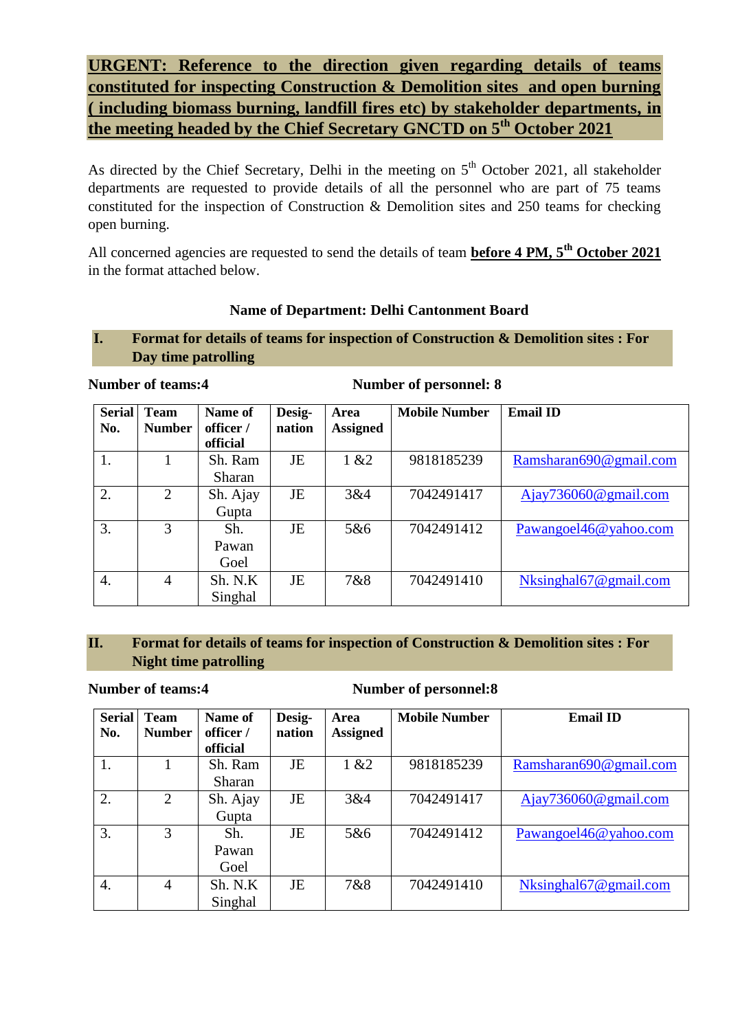**URGENT: Reference to the direction given regarding details of teams constituted for inspecting Construction & Demolition sites and open burning ( including biomass burning, landfill fires etc) by stakeholder departments, in the meeting headed by the Chief Secretary GNCTD on 5th October 2021**

As directed by the Chief Secretary, Delhi in the meeting on 5th October 2021, all stakeholder departments are requested to provide details of all the personnel who are part of 75 teams constituted for the inspection of Construction & Demolition sites and 250 teams for checking open burning.

All concerned agencies are requested to send the details of team **before 4 PM, 5th October 2021** in the format attached below.

**Name of Department: Delhi Cantonment Board**

### I. Format for details of teams for inspection of Construction & Demolition sites : For Day time patrolling

**Number of teams:4** **Number of personnel: 8**

| Serial No. | Team Number | Name of officer / official | Desig-nation | Area Assigned | Mobile Number | Email ID |
|---|---|---|---|---|---|---|
| 1. | 1 | Sh. Ram Sharan | JE | 1 &2 | 9818185239 | Ramsharan690@gmail.com |
| 2. | 2 | Sh. Ajay Gupta | JE | 3&4 | 7042491417 | Ajay736060@gmail.com |
| 3. | 3 | Sh. Pawan Goel | JE | 5&6 | 7042491412 | Pawangoel46@yahoo.com |
| 4. | 4 | Sh. N.K Singhal | JE | 7&8 | 7042491410 | Nksinghal67@gmail.com |

### II. Format for details of teams for inspection of Construction & Demolition sites : For Night time patrolling

**Number of teams:4** **Number of personnel:8**

| Serial No. | Team Number | Name of officer / official | Desig-nation | Area Assigned | Mobile Number | Email ID |
|---|---|---|---|---|---|---|
| 1. | 1 | Sh. Ram Sharan | JE | 1 &2 | 9818185239 | Ramsharan690@gmail.com |
| 2. | 2 | Sh. Ajay Gupta | JE | 3&4 | 7042491417 | Ajay736060@gmail.com |
| 3. | 3 | Sh. Pawan Goel | JE | 5&6 | 7042491412 | Pawangoel46@yahoo.com |
| 4. | 4 | Sh. N.K Singhal | JE | 7&8 | 7042491410 | Nksinghal67@gmail.com |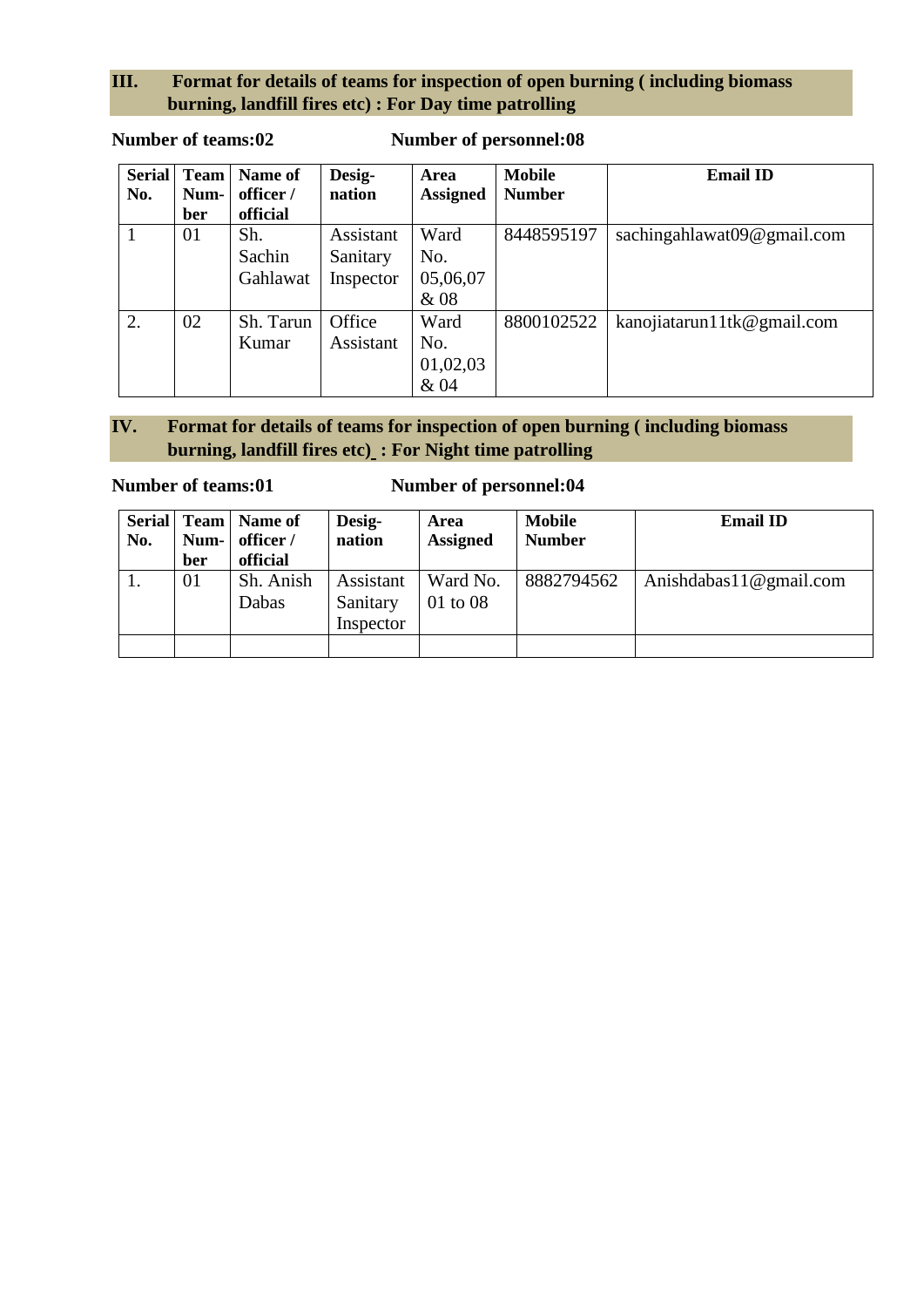## III. Format for details of teams for inspection of open burning ( including biomass burning, landfill fires etc) : For Day time patrolling

**Number of teams:02** **Number of personnel:08**

| Serial No. | Team Number | Name of officer / official | Designation | Area Assigned | Mobile Number | Email ID |
|---|---|---|---|---|---|---|
| 1 | 01 | Sh. Sachin Gahlawat | Assistant Sanitary Inspector | Ward No. 05,06,07 & 08 | 8448595197 | sachingahlawat09@gmail.com |
| 2. | 02 | Sh. Tarun Kumar | Office Assistant | Ward No. 01,02,03 & 04 | 8800102522 | kanojiatarun11tk@gmail.com |

## IV. Format for details of teams for inspection of open burning ( including biomass burning, landfill fires etc) : For Night time patrolling

**Number of teams:01** **Number of personnel:04**

| Serial No. | Team Number | Name of officer / official | Designation | Area Assigned | Mobile Number | Email ID |
|---|---|---|---|---|---|---|
| 1. | 01 | Sh. Anish Dabas | Assistant Sanitary Inspector | Ward No. 01 to 08 | 8882794562 | Anishdabas11@gmail.com |
| | | | | | | |